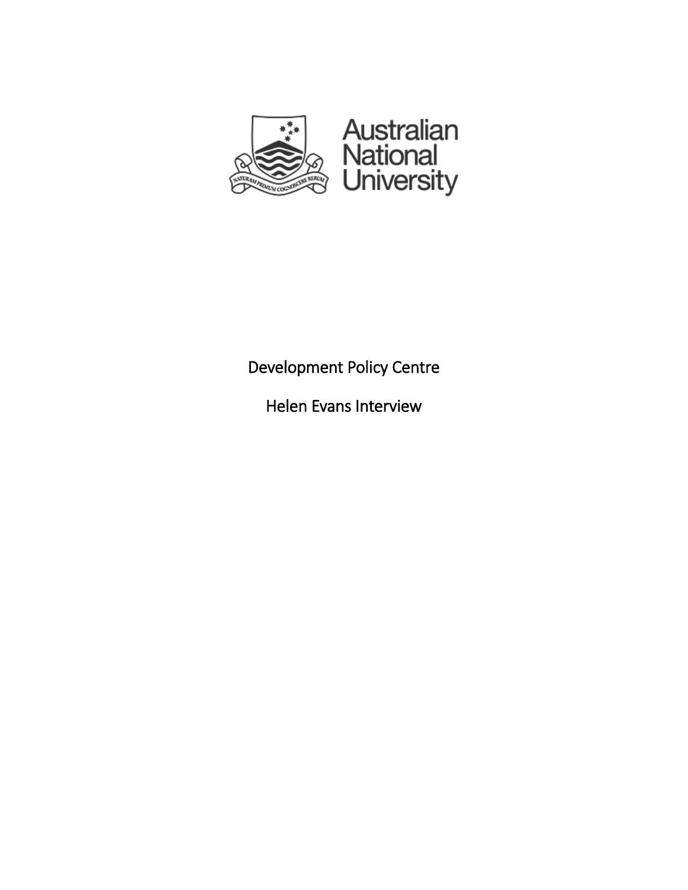Australian National University

NATURAM PRIMUM COGNOSCERE RERUM

# Development Policy Centre

## Helen Evans Interview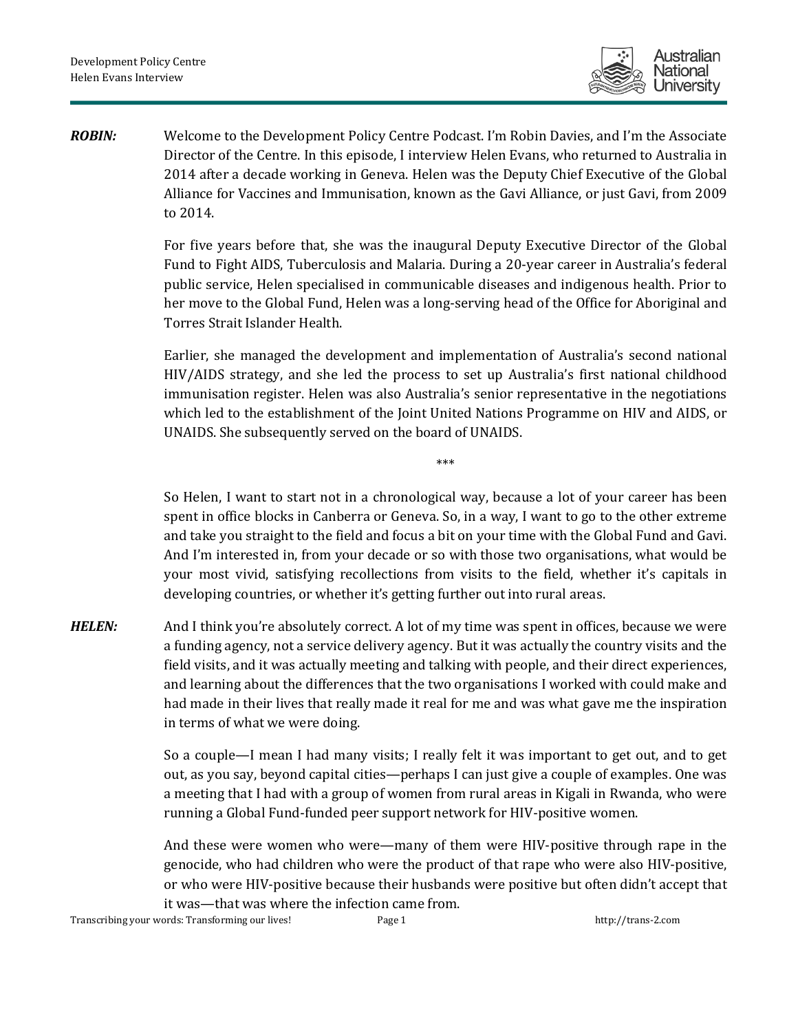**ROBIN:** Welcome to the Development Policy Centre Podcast. I'm Robin Davies, and I'm the Associate Director of the Centre. In this episode, I interview Helen Evans, who returned to Australia in 2014 after a decade working in Geneva. Helen was the Deputy Chief Executive of the Global Alliance for Vaccines and Immunisation, known as the Gavi Alliance, or just Gavi, from 2009 to 2014.

For five years before that, she was the inaugural Deputy Executive Director of the Global Fund to Fight AIDS, Tuberculosis and Malaria. During a 20-year career in Australia's federal public service, Helen specialised in communicable diseases and indigenous health. Prior to her move to the Global Fund, Helen was a long-serving head of the Office for Aboriginal and Torres Strait Islander Health.

Earlier, she managed the development and implementation of Australia's second national HIV/AIDS strategy, and she led the process to set up Australia's first national childhood immunisation register. Helen was also Australia's senior representative in the negotiations which led to the establishment of the Joint United Nations Programme on HIV and AIDS, or UNAIDS. She subsequently served on the board of UNAIDS.

***

So Helen, I want to start not in a chronological way, because a lot of your career has been spent in office blocks in Canberra or Geneva. So, in a way, I want to go to the other extreme and take you straight to the field and focus a bit on your time with the Global Fund and Gavi. And I'm interested in, from your decade or so with those two organisations, what would be your most vivid, satisfying recollections from visits to the field, whether it's capitals in developing countries, or whether it's getting further out into rural areas.

**HELEN:** And I think you're absolutely correct. A lot of my time was spent in offices, because we were a funding agency, not a service delivery agency. But it was actually the country visits and the field visits, and it was actually meeting and talking with people, and their direct experiences, and learning about the differences that the two organisations I worked with could make and had made in their lives that really made it real for me and was what gave me the inspiration in terms of what we were doing.

So a couple—I mean I had many visits; I really felt it was important to get out, and to get out, as you say, beyond capital cities—perhaps I can just give a couple of examples. One was a meeting that I had with a group of women from rural areas in Kigali in Rwanda, who were running a Global Fund-funded peer support network for HIV-positive women.

And these were women who were—many of them were HIV-positive through rape in the genocide, who had children who were the product of that rape who were also HIV-positive, or who were HIV-positive because their husbands were positive but often didn't accept that it was—that was where the infection came from.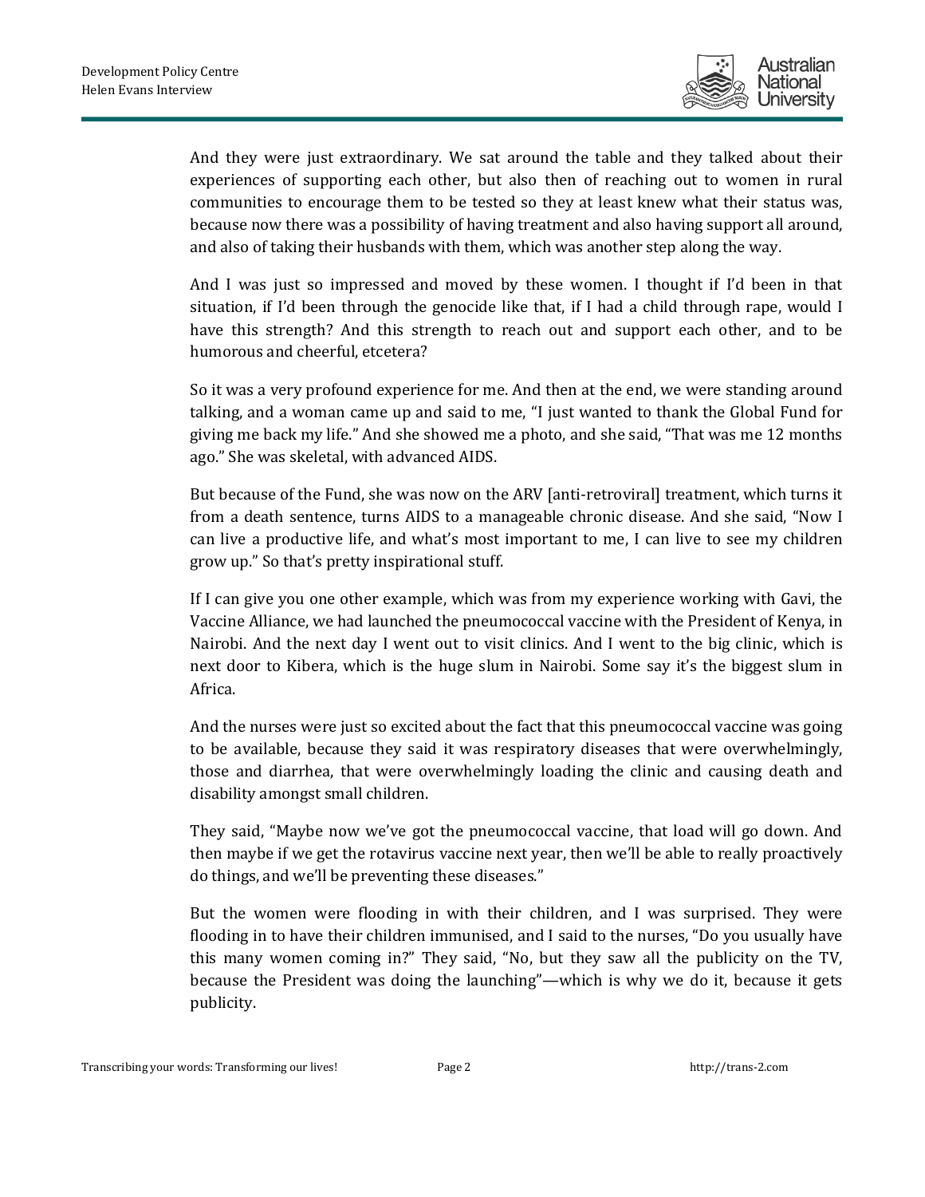And they were just extraordinary. We sat around the table and they talked about their experiences of supporting each other, but also then of reaching out to women in rural communities to encourage them to be tested so they at least knew what their status was, because now there was a possibility of having treatment and also having support all around, and also of taking their husbands with them, which was another step along the way.

And I was just so impressed and moved by these women. I thought if I'd been in that situation, if I'd been through the genocide like that, if I had a child through rape, would I have this strength? And this strength to reach out and support each other, and to be humorous and cheerful, etcetera?

So it was a very profound experience for me. And then at the end, we were standing around talking, and a woman came up and said to me, "I just wanted to thank the Global Fund for giving me back my life." And she showed me a photo, and she said, "That was me 12 months ago." She was skeletal, with advanced AIDS.

But because of the Fund, she was now on the ARV [anti-retroviral] treatment, which turns it from a death sentence, turns AIDS to a manageable chronic disease. And she said, "Now I can live a productive life, and what's most important to me, I can live to see my children grow up." So that's pretty inspirational stuff.

If I can give you one other example, which was from my experience working with Gavi, the Vaccine Alliance, we had launched the pneumococcal vaccine with the President of Kenya, in Nairobi. And the next day I went out to visit clinics. And I went to the big clinic, which is next door to Kibera, which is the huge slum in Nairobi. Some say it's the biggest slum in Africa.

And the nurses were just so excited about the fact that this pneumococcal vaccine was going to be available, because they said it was respiratory diseases that were overwhelmingly, those and diarrhea, that were overwhelmingly loading the clinic and causing death and disability amongst small children.

They said, "Maybe now we've got the pneumococcal vaccine, that load will go down. And then maybe if we get the rotavirus vaccine next year, then we'll be able to really proactively do things, and we'll be preventing these diseases."

But the women were flooding in with their children, and I was surprised. They were flooding in to have their children immunised, and I said to the nurses, "Do you usually have this many women coming in?" They said, "No, but they saw all the publicity on the TV, because the President was doing the launching"—which is why we do it, because it gets publicity.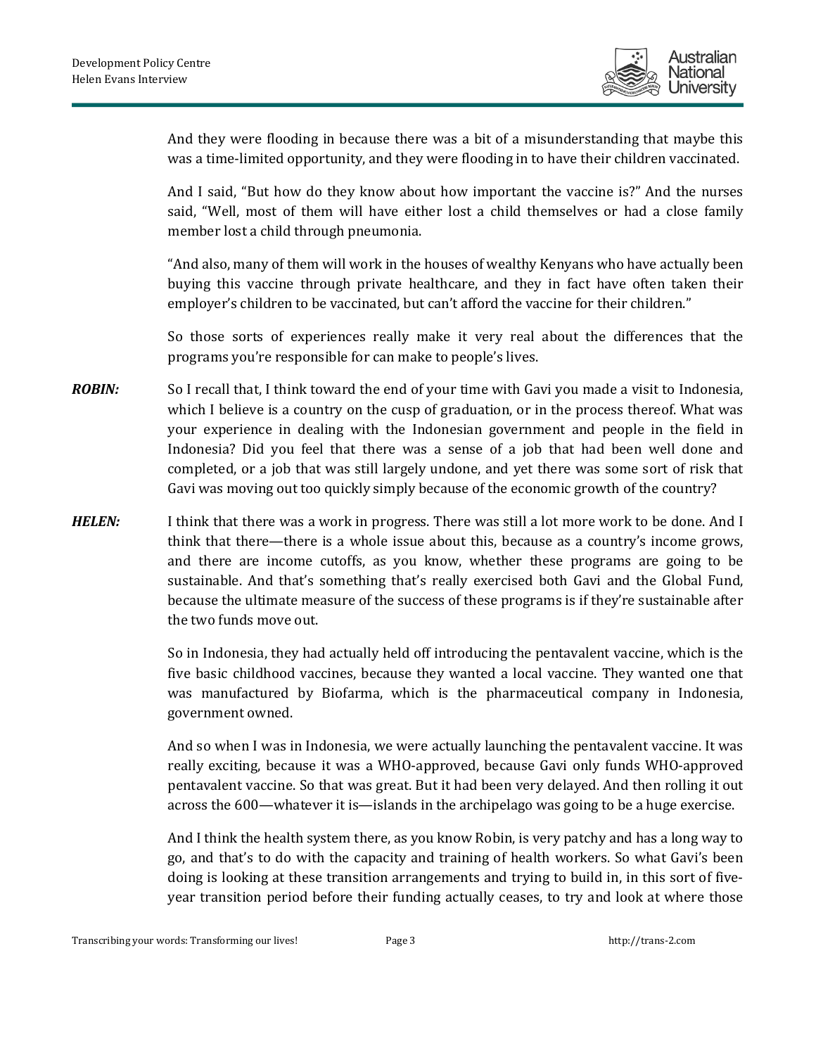And they were flooding in because there was a bit of a misunderstanding that maybe this was a time-limited opportunity, and they were flooding in to have their children vaccinated.

And I said, "But how do they know about how important the vaccine is?" And the nurses said, "Well, most of them will have either lost a child themselves or had a close family member lost a child through pneumonia.

"And also, many of them will work in the houses of wealthy Kenyans who have actually been buying this vaccine through private healthcare, and they in fact have often taken their employer's children to be vaccinated, but can't afford the vaccine for their children."

So those sorts of experiences really make it very real about the differences that the programs you're responsible for can make to people's lives.

***ROBIN:*** So I recall that, I think toward the end of your time with Gavi you made a visit to Indonesia, which I believe is a country on the cusp of graduation, or in the process thereof. What was your experience in dealing with the Indonesian government and people in the field in Indonesia? Did you feel that there was a sense of a job that had been well done and completed, or a job that was still largely undone, and yet there was some sort of risk that Gavi was moving out too quickly simply because of the economic growth of the country?

***HELEN:*** I think that there was a work in progress. There was still a lot more work to be done. And I think that there—there is a whole issue about this, because as a country's income grows, and there are income cutoffs, as you know, whether these programs are going to be sustainable. And that's something that's really exercised both Gavi and the Global Fund, because the ultimate measure of the success of these programs is if they're sustainable after the two funds move out.

So in Indonesia, they had actually held off introducing the pentavalent vaccine, which is the five basic childhood vaccines, because they wanted a local vaccine. They wanted one that was manufactured by Biofarma, which is the pharmaceutical company in Indonesia, government owned.

And so when I was in Indonesia, we were actually launching the pentavalent vaccine. It was really exciting, because it was a WHO-approved, because Gavi only funds WHO-approved pentavalent vaccine. So that was great. But it had been very delayed. And then rolling it out across the 600—whatever it is—islands in the archipelago was going to be a huge exercise.

And I think the health system there, as you know Robin, is very patchy and has a long way to go, and that's to do with the capacity and training of health workers. So what Gavi's been doing is looking at these transition arrangements and trying to build in, in this sort of five-year transition period before their funding actually ceases, to try and look at where those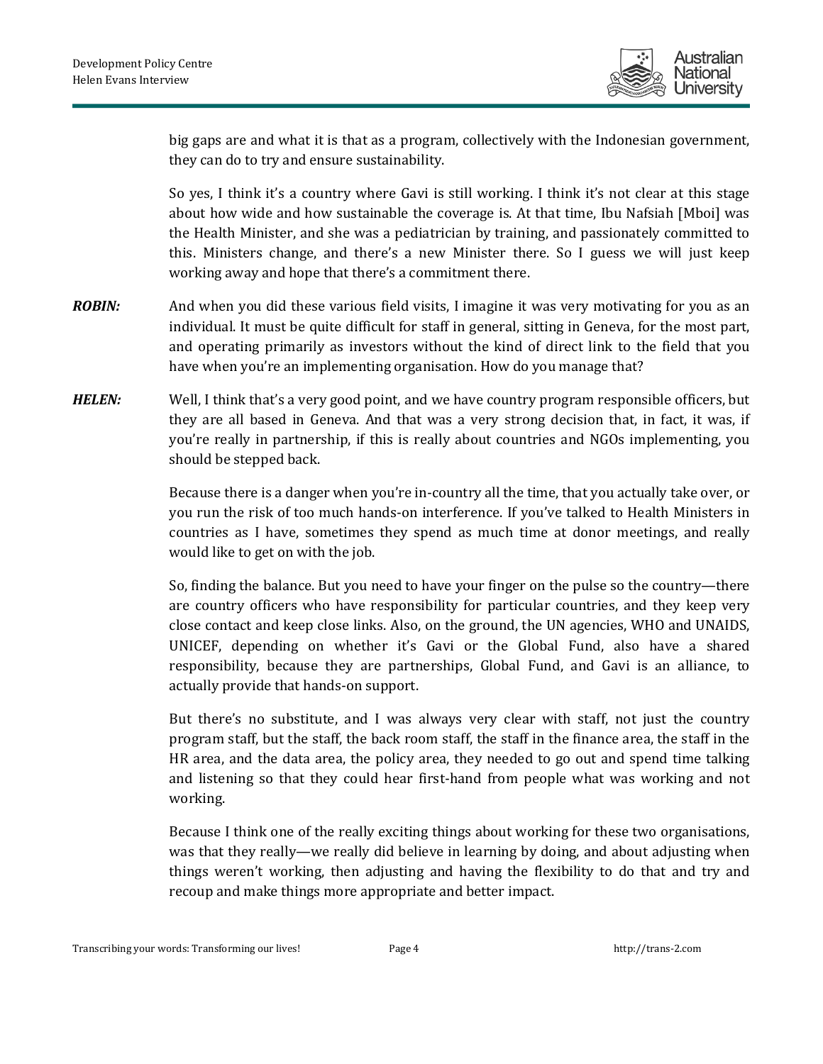big gaps are and what it is that as a program, collectively with the Indonesian government, they can do to try and ensure sustainability.

So yes, I think it's a country where Gavi is still working. I think it's not clear at this stage about how wide and how sustainable the coverage is. At that time, Ibu Nafsiah [Mboi] was the Health Minister, and she was a pediatrician by training, and passionately committed to this. Ministers change, and there's a new Minister there. So I guess we will just keep working away and hope that there's a commitment there.

***ROBIN:*** And when you did these various field visits, I imagine it was very motivating for you as an individual. It must be quite difficult for staff in general, sitting in Geneva, for the most part, and operating primarily as investors without the kind of direct link to the field that you have when you're an implementing organisation. How do you manage that?

***HELEN:*** Well, I think that's a very good point, and we have country program responsible officers, but they are all based in Geneva. And that was a very strong decision that, in fact, it was, if you're really in partnership, if this is really about countries and NGOs implementing, you should be stepped back.

Because there is a danger when you're in-country all the time, that you actually take over, or you run the risk of too much hands-on interference. If you've talked to Health Ministers in countries as I have, sometimes they spend as much time at donor meetings, and really would like to get on with the job.

So, finding the balance. But you need to have your finger on the pulse so the country—there are country officers who have responsibility for particular countries, and they keep very close contact and keep close links. Also, on the ground, the UN agencies, WHO and UNAIDS, UNICEF, depending on whether it's Gavi or the Global Fund, also have a shared responsibility, because they are partnerships, Global Fund, and Gavi is an alliance, to actually provide that hands-on support.

But there's no substitute, and I was always very clear with staff, not just the country program staff, but the staff, the back room staff, the staff in the finance area, the staff in the HR area, and the data area, the policy area, they needed to go out and spend time talking and listening so that they could hear first-hand from people what was working and not working.

Because I think one of the really exciting things about working for these two organisations, was that they really—we really did believe in learning by doing, and about adjusting when things weren't working, then adjusting and having the flexibility to do that and try and recoup and make things more appropriate and better impact.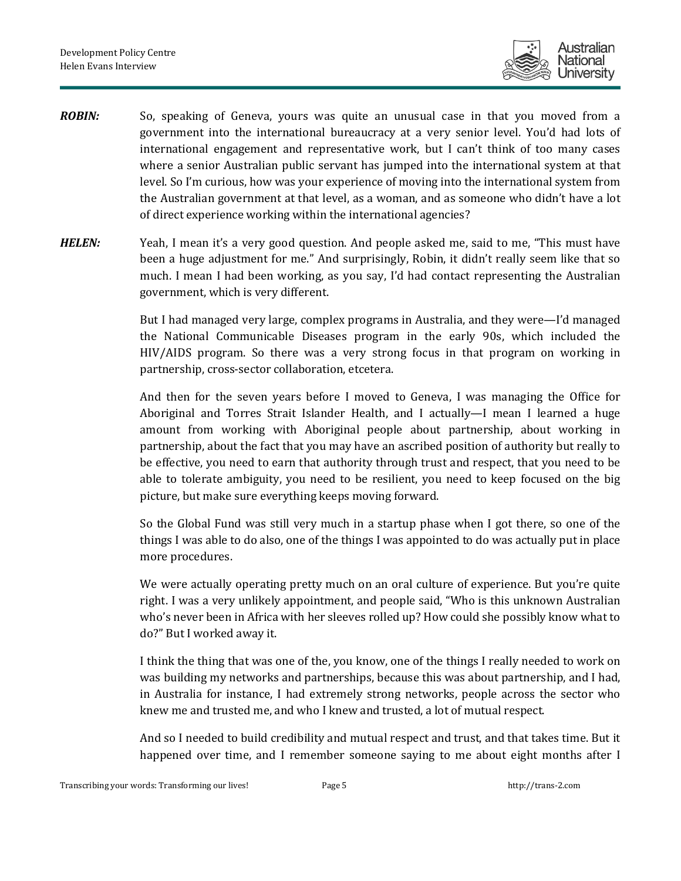**ROBIN:** So, speaking of Geneva, yours was quite an unusual case in that you moved from a government into the international bureaucracy at a very senior level. You'd had lots of international engagement and representative work, but I can't think of too many cases where a senior Australian public servant has jumped into the international system at that level. So I'm curious, how was your experience of moving into the international system from the Australian government at that level, as a woman, and as someone who didn't have a lot of direct experience working within the international agencies?

**HELEN:** Yeah, I mean it's a very good question. And people asked me, said to me, "This must have been a huge adjustment for me." And surprisingly, Robin, it didn't really seem like that so much. I mean I had been working, as you say, I'd had contact representing the Australian government, which is very different.

But I had managed very large, complex programs in Australia, and they were—I'd managed the National Communicable Diseases program in the early 90s, which included the HIV/AIDS program. So there was a very strong focus in that program on working in partnership, cross-sector collaboration, etcetera.

And then for the seven years before I moved to Geneva, I was managing the Office for Aboriginal and Torres Strait Islander Health, and I actually—I mean I learned a huge amount from working with Aboriginal people about partnership, about working in partnership, about the fact that you may have an ascribed position of authority but really to be effective, you need to earn that authority through trust and respect, that you need to be able to tolerate ambiguity, you need to be resilient, you need to keep focused on the big picture, but make sure everything keeps moving forward.

So the Global Fund was still very much in a startup phase when I got there, so one of the things I was able to do also, one of the things I was appointed to do was actually put in place more procedures.

We were actually operating pretty much on an oral culture of experience. But you're quite right. I was a very unlikely appointment, and people said, "Who is this unknown Australian who's never been in Africa with her sleeves rolled up? How could she possibly know what to do?" But I worked away it.

I think the thing that was one of the, you know, one of the things I really needed to work on was building my networks and partnerships, because this was about partnership, and I had, in Australia for instance, I had extremely strong networks, people across the sector who knew me and trusted me, and who I knew and trusted, a lot of mutual respect.

And so I needed to build credibility and mutual respect and trust, and that takes time. But it happened over time, and I remember someone saying to me about eight months after I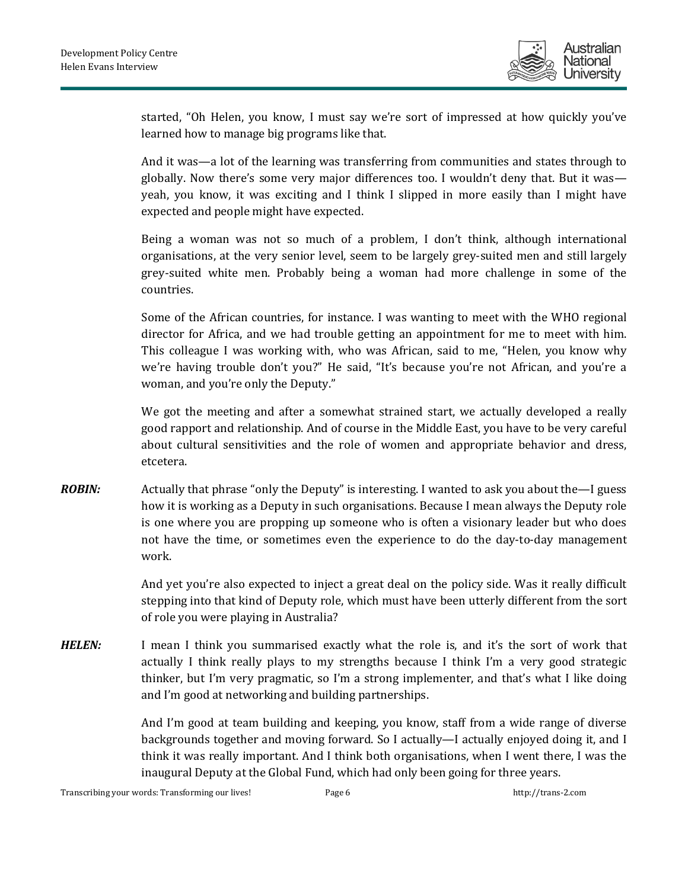started, "Oh Helen, you know, I must say we're sort of impressed at how quickly you've learned how to manage big programs like that.

And it was—a lot of the learning was transferring from communities and states through to globally. Now there's some very major differences too. I wouldn't deny that. But it was—yeah, you know, it was exciting and I think I slipped in more easily than I might have expected and people might have expected.

Being a woman was not so much of a problem, I don't think, although international organisations, at the very senior level, seem to be largely grey-suited men and still largely grey-suited white men. Probably being a woman had more challenge in some of the countries.

Some of the African countries, for instance. I was wanting to meet with the WHO regional director for Africa, and we had trouble getting an appointment for me to meet with him. This colleague I was working with, who was African, said to me, "Helen, you know why we're having trouble don't you?" He said, "It's because you're not African, and you're a woman, and you're only the Deputy."

We got the meeting and after a somewhat strained start, we actually developed a really good rapport and relationship. And of course in the Middle East, you have to be very careful about cultural sensitivities and the role of women and appropriate behavior and dress, etcetera.

***ROBIN:*** Actually that phrase "only the Deputy" is interesting. I wanted to ask you about the—I guess how it is working as a Deputy in such organisations. Because I mean always the Deputy role is one where you are propping up someone who is often a visionary leader but who does not have the time, or sometimes even the experience to do the day-to-day management work.

And yet you're also expected to inject a great deal on the policy side. Was it really difficult stepping into that kind of Deputy role, which must have been utterly different from the sort of role you were playing in Australia?

***HELEN:*** I mean I think you summarised exactly what the role is, and it's the sort of work that actually I think really plays to my strengths because I think I'm a very good strategic thinker, but I'm very pragmatic, so I'm a strong implementer, and that's what I like doing and I'm good at networking and building partnerships.

And I'm good at team building and keeping, you know, staff from a wide range of diverse backgrounds together and moving forward. So I actually—I actually enjoyed doing it, and I think it was really important. And I think both organisations, when I went there, I was the inaugural Deputy at the Global Fund, which had only been going for three years.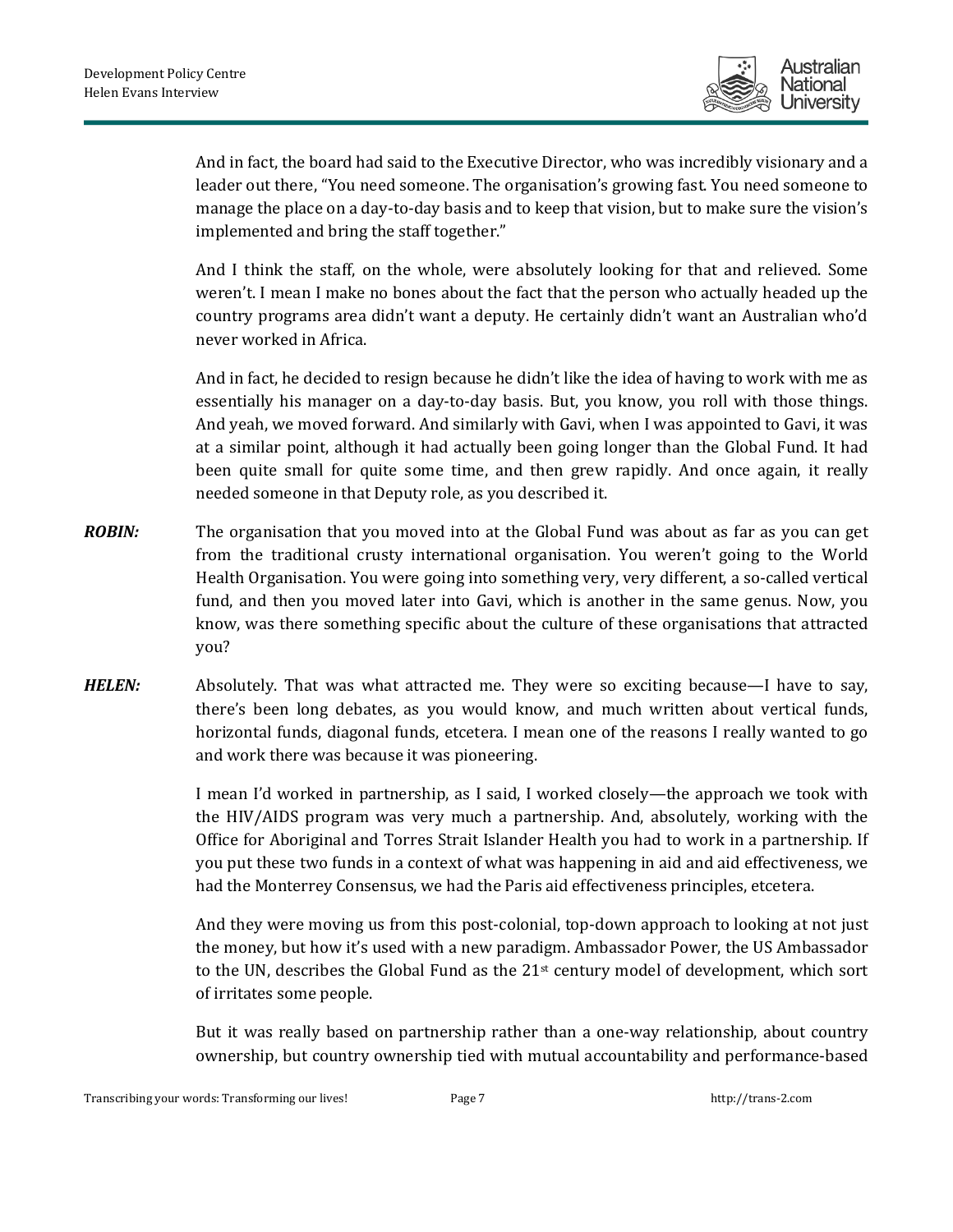And in fact, the board had said to the Executive Director, who was incredibly visionary and a leader out there, "You need someone. The organisation's growing fast. You need someone to manage the place on a day-to-day basis and to keep that vision, but to make sure the vision's implemented and bring the staff together."

And I think the staff, on the whole, were absolutely looking for that and relieved. Some weren't. I mean I make no bones about the fact that the person who actually headed up the country programs area didn't want a deputy. He certainly didn't want an Australian who'd never worked in Africa.

And in fact, he decided to resign because he didn't like the idea of having to work with me as essentially his manager on a day-to-day basis. But, you know, you roll with those things. And yeah, we moved forward. And similarly with Gavi, when I was appointed to Gavi, it was at a similar point, although it had actually been going longer than the Global Fund. It had been quite small for quite some time, and then grew rapidly. And once again, it really needed someone in that Deputy role, as you described it.

***ROBIN:*** The organisation that you moved into at the Global Fund was about as far as you can get from the traditional crusty international organisation. You weren't going to the World Health Organisation. You were going into something very, very different, a so-called vertical fund, and then you moved later into Gavi, which is another in the same genus. Now, you know, was there something specific about the culture of these organisations that attracted you?

***HELEN:*** Absolutely. That was what attracted me. They were so exciting because—I have to say, there's been long debates, as you would know, and much written about vertical funds, horizontal funds, diagonal funds, etcetera. I mean one of the reasons I really wanted to go and work there was because it was pioneering.

I mean I'd worked in partnership, as I said, I worked closely—the approach we took with the HIV/AIDS program was very much a partnership. And, absolutely, working with the Office for Aboriginal and Torres Strait Islander Health you had to work in a partnership. If you put these two funds in a context of what was happening in aid and aid effectiveness, we had the Monterrey Consensus, we had the Paris aid effectiveness principles, etcetera.

And they were moving us from this post-colonial, top-down approach to looking at not just the money, but how it's used with a new paradigm. Ambassador Power, the US Ambassador to the UN, describes the Global Fund as the 21st century model of development, which sort of irritates some people.

But it was really based on partnership rather than a one-way relationship, about country ownership, but country ownership tied with mutual accountability and performance-based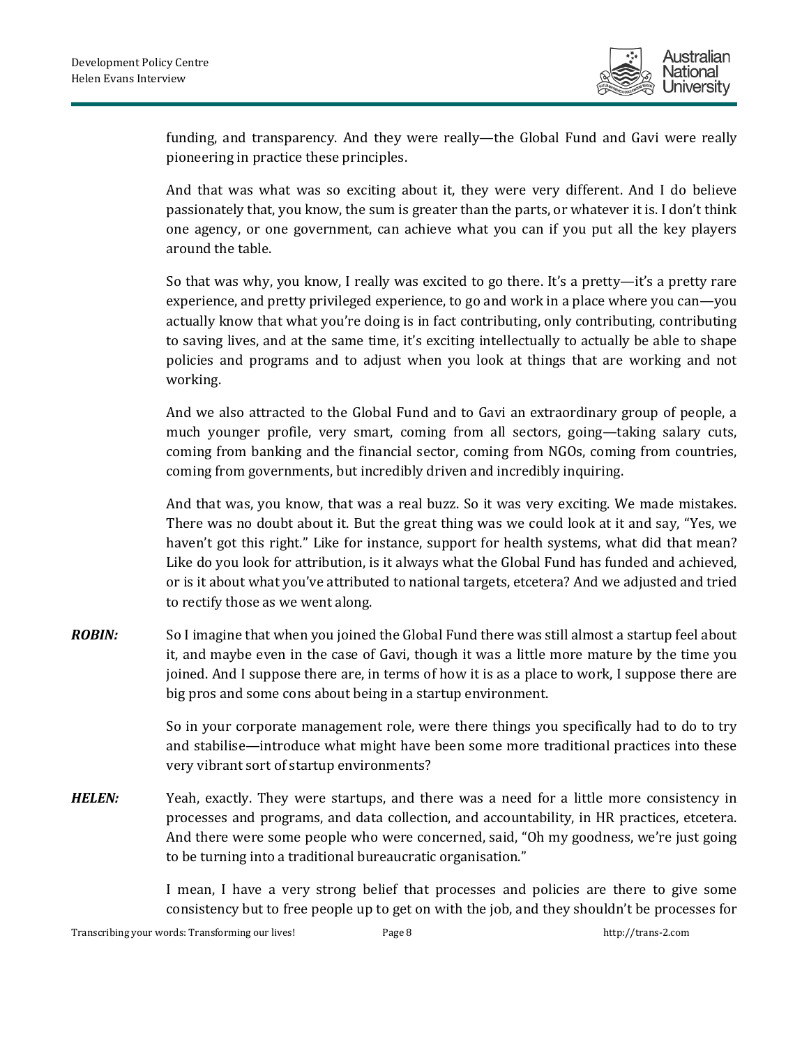funding, and transparency. And they were really—the Global Fund and Gavi were really pioneering in practice these principles.

And that was what was so exciting about it, they were very different. And I do believe passionately that, you know, the sum is greater than the parts, or whatever it is. I don't think one agency, or one government, can achieve what you can if you put all the key players around the table.

So that was why, you know, I really was excited to go there. It's a pretty—it's a pretty rare experience, and pretty privileged experience, to go and work in a place where you can—you actually know that what you're doing is in fact contributing, only contributing, contributing to saving lives, and at the same time, it's exciting intellectually to actually be able to shape policies and programs and to adjust when you look at things that are working and not working.

And we also attracted to the Global Fund and to Gavi an extraordinary group of people, a much younger profile, very smart, coming from all sectors, going—taking salary cuts, coming from banking and the financial sector, coming from NGOs, coming from countries, coming from governments, but incredibly driven and incredibly inquiring.

And that was, you know, that was a real buzz. So it was very exciting. We made mistakes. There was no doubt about it. But the great thing was we could look at it and say, "Yes, we haven't got this right." Like for instance, support for health systems, what did that mean? Like do you look for attribution, is it always what the Global Fund has funded and achieved, or is it about what you've attributed to national targets, etcetera? And we adjusted and tried to rectify those as we went along.

***ROBIN:*** So I imagine that when you joined the Global Fund there was still almost a startup feel about it, and maybe even in the case of Gavi, though it was a little more mature by the time you joined. And I suppose there are, in terms of how it is as a place to work, I suppose there are big pros and some cons about being in a startup environment.

So in your corporate management role, were there things you specifically had to do to try and stabilise—introduce what might have been some more traditional practices into these very vibrant sort of startup environments?

***HELEN:*** Yeah, exactly. They were startups, and there was a need for a little more consistency in processes and programs, and data collection, and accountability, in HR practices, etcetera. And there were some people who were concerned, said, "Oh my goodness, we're just going to be turning into a traditional bureaucratic organisation."

I mean, I have a very strong belief that processes and policies are there to give some consistency but to free people up to get on with the job, and they shouldn't be processes for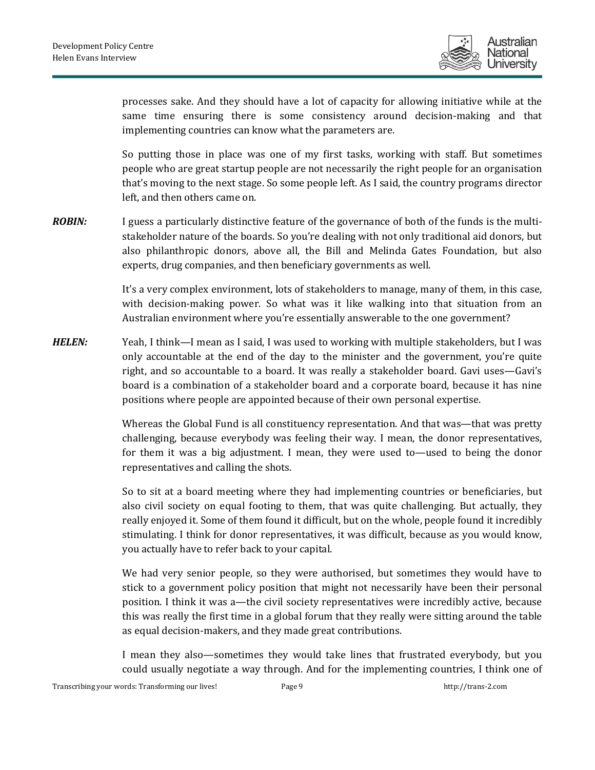processes sake. And they should have a lot of capacity for allowing initiative while at the same time ensuring there is some consistency around decision-making and that implementing countries can know what the parameters are.

So putting those in place was one of my first tasks, working with staff. But sometimes people who are great startup people are not necessarily the right people for an organisation that's moving to the next stage. So some people left. As I said, the country programs director left, and then others came on.

***ROBIN:*** I guess a particularly distinctive feature of the governance of both of the funds is the multi-stakeholder nature of the boards. So you're dealing with not only traditional aid donors, but also philanthropic donors, above all, the Bill and Melinda Gates Foundation, but also experts, drug companies, and then beneficiary governments as well.

It's a very complex environment, lots of stakeholders to manage, many of them, in this case, with decision-making power. So what was it like walking into that situation from an Australian environment where you're essentially answerable to the one government?

***HELEN:*** Yeah, I think—I mean as I said, I was used to working with multiple stakeholders, but I was only accountable at the end of the day to the minister and the government, you're quite right, and so accountable to a board. It was really a stakeholder board. Gavi uses—Gavi's board is a combination of a stakeholder board and a corporate board, because it has nine positions where people are appointed because of their own personal expertise.

Whereas the Global Fund is all constituency representation. And that was—that was pretty challenging, because everybody was feeling their way. I mean, the donor representatives, for them it was a big adjustment. I mean, they were used to—used to being the donor representatives and calling the shots.

So to sit at a board meeting where they had implementing countries or beneficiaries, but also civil society on equal footing to them, that was quite challenging. But actually, they really enjoyed it. Some of them found it difficult, but on the whole, people found it incredibly stimulating. I think for donor representatives, it was difficult, because as you would know, you actually have to refer back to your capital.

We had very senior people, so they were authorised, but sometimes they would have to stick to a government policy position that might not necessarily have been their personal position. I think it was a—the civil society representatives were incredibly active, because this was really the first time in a global forum that they really were sitting around the table as equal decision-makers, and they made great contributions.

I mean they also—sometimes they would take lines that frustrated everybody, but you could usually negotiate a way through. And for the implementing countries, I think one of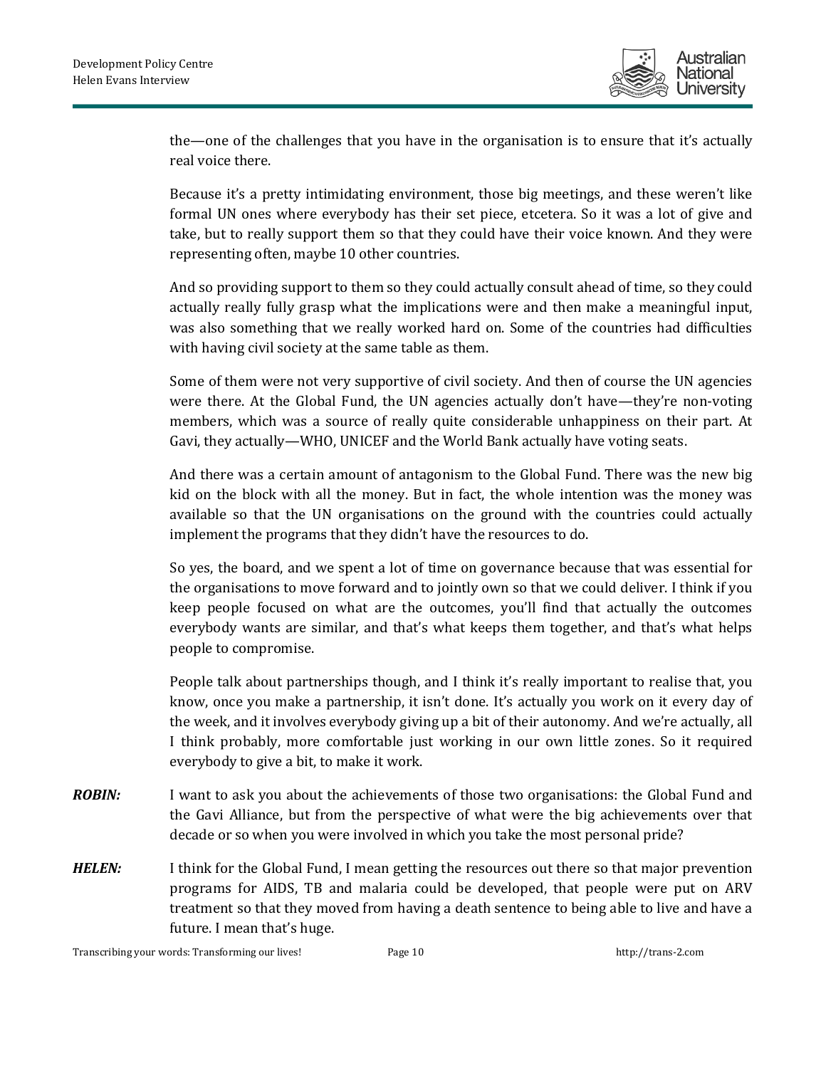the—one of the challenges that you have in the organisation is to ensure that it's actually real voice there.

Because it's a pretty intimidating environment, those big meetings, and these weren't like formal UN ones where everybody has their set piece, etcetera. So it was a lot of give and take, but to really support them so that they could have their voice known. And they were representing often, maybe 10 other countries.

And so providing support to them so they could actually consult ahead of time, so they could actually really fully grasp what the implications were and then make a meaningful input, was also something that we really worked hard on. Some of the countries had difficulties with having civil society at the same table as them.

Some of them were not very supportive of civil society. And then of course the UN agencies were there. At the Global Fund, the UN agencies actually don't have—they're non-voting members, which was a source of really quite considerable unhappiness on their part. At Gavi, they actually—WHO, UNICEF and the World Bank actually have voting seats.

And there was a certain amount of antagonism to the Global Fund. There was the new big kid on the block with all the money. But in fact, the whole intention was the money was available so that the UN organisations on the ground with the countries could actually implement the programs that they didn't have the resources to do.

So yes, the board, and we spent a lot of time on governance because that was essential for the organisations to move forward and to jointly own so that we could deliver. I think if you keep people focused on what are the outcomes, you'll find that actually the outcomes everybody wants are similar, and that's what keeps them together, and that's what helps people to compromise.

People talk about partnerships though, and I think it's really important to realise that, you know, once you make a partnership, it isn't done. It's actually you work on it every day of the week, and it involves everybody giving up a bit of their autonomy. And we're actually, all I think probably, more comfortable just working in our own little zones. So it required everybody to give a bit, to make it work.

***ROBIN:*** I want to ask you about the achievements of those two organisations: the Global Fund and the Gavi Alliance, but from the perspective of what were the big achievements over that decade or so when you were involved in which you take the most personal pride?

***HELEN:*** I think for the Global Fund, I mean getting the resources out there so that major prevention programs for AIDS, TB and malaria could be developed, that people were put on ARV treatment so that they moved from having a death sentence to being able to live and have a future. I mean that's huge.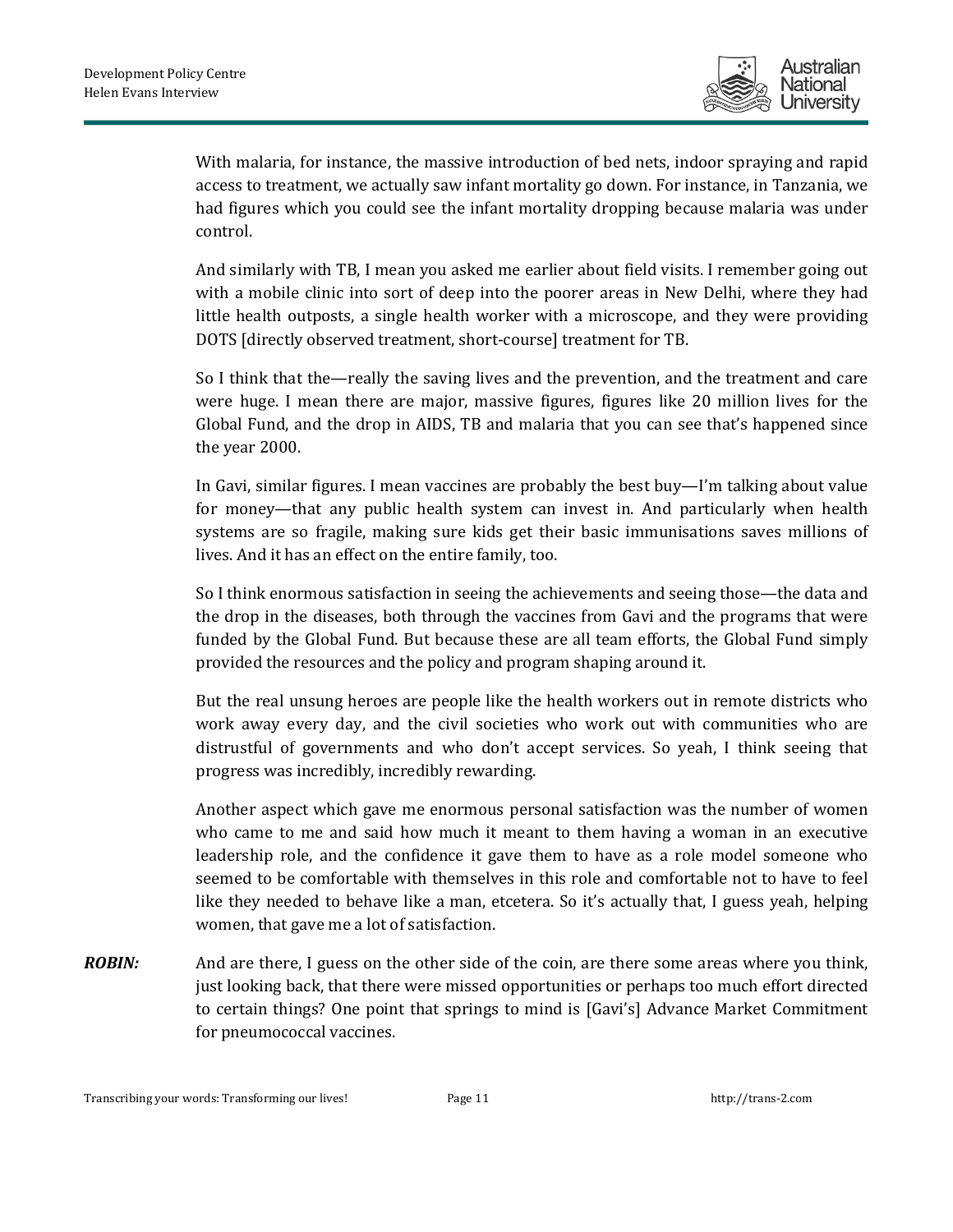With malaria, for instance, the massive introduction of bed nets, indoor spraying and rapid access to treatment, we actually saw infant mortality go down. For instance, in Tanzania, we had figures which you could see the infant mortality dropping because malaria was under control.

And similarly with TB, I mean you asked me earlier about field visits. I remember going out with a mobile clinic into sort of deep into the poorer areas in New Delhi, where they had little health outposts, a single health worker with a microscope, and they were providing DOTS [directly observed treatment, short-course] treatment for TB.

So I think that the—really the saving lives and the prevention, and the treatment and care were huge. I mean there are major, massive figures, figures like 20 million lives for the Global Fund, and the drop in AIDS, TB and malaria that you can see that's happened since the year 2000.

In Gavi, similar figures. I mean vaccines are probably the best buy—I'm talking about value for money—that any public health system can invest in. And particularly when health systems are so fragile, making sure kids get their basic immunisations saves millions of lives. And it has an effect on the entire family, too.

So I think enormous satisfaction in seeing the achievements and seeing those—the data and the drop in the diseases, both through the vaccines from Gavi and the programs that were funded by the Global Fund. But because these are all team efforts, the Global Fund simply provided the resources and the policy and program shaping around it.

But the real unsung heroes are people like the health workers out in remote districts who work away every day, and the civil societies who work out with communities who are distrustful of governments and who don't accept services. So yeah, I think seeing that progress was incredibly, incredibly rewarding.

Another aspect which gave me enormous personal satisfaction was the number of women who came to me and said how much it meant to them having a woman in an executive leadership role, and the confidence it gave them to have as a role model someone who seemed to be comfortable with themselves in this role and comfortable not to have to feel like they needed to behave like a man, etcetera. So it's actually that, I guess yeah, helping women, that gave me a lot of satisfaction.

***ROBIN:*** And are there, I guess on the other side of the coin, are there some areas where you think, just looking back, that there were missed opportunities or perhaps too much effort directed to certain things? One point that springs to mind is [Gavi's] Advance Market Commitment for pneumococcal vaccines.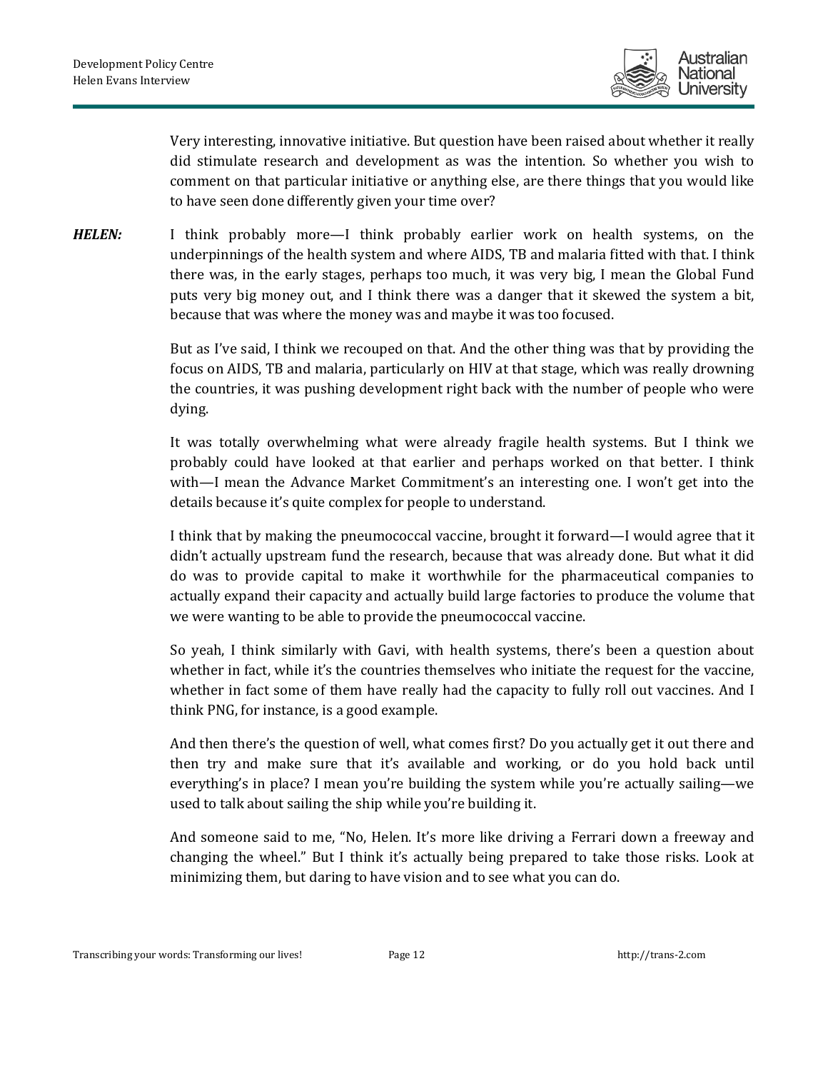Very interesting, innovative initiative. But question have been raised about whether it really did stimulate research and development as was the intention. So whether you wish to comment on that particular initiative or anything else, are there things that you would like to have seen done differently given your time over?

***HELEN:*** I think probably more—I think probably earlier work on health systems, on the underpinnings of the health system and where AIDS, TB and malaria fitted with that. I think there was, in the early stages, perhaps too much, it was very big, I mean the Global Fund puts very big money out, and I think there was a danger that it skewed the system a bit, because that was where the money was and maybe it was too focused.

But as I've said, I think we recouped on that. And the other thing was that by providing the focus on AIDS, TB and malaria, particularly on HIV at that stage, which was really drowning the countries, it was pushing development right back with the number of people who were dying.

It was totally overwhelming what were already fragile health systems. But I think we probably could have looked at that earlier and perhaps worked on that better. I think with—I mean the Advance Market Commitment's an interesting one. I won't get into the details because it's quite complex for people to understand.

I think that by making the pneumococcal vaccine, brought it forward—I would agree that it didn't actually upstream fund the research, because that was already done. But what it did do was to provide capital to make it worthwhile for the pharmaceutical companies to actually expand their capacity and actually build large factories to produce the volume that we were wanting to be able to provide the pneumococcal vaccine.

So yeah, I think similarly with Gavi, with health systems, there's been a question about whether in fact, while it's the countries themselves who initiate the request for the vaccine, whether in fact some of them have really had the capacity to fully roll out vaccines. And I think PNG, for instance, is a good example.

And then there's the question of well, what comes first? Do you actually get it out there and then try and make sure that it's available and working, or do you hold back until everything's in place? I mean you're building the system while you're actually sailing—we used to talk about sailing the ship while you're building it.

And someone said to me, "No, Helen. It's more like driving a Ferrari down a freeway and changing the wheel." But I think it's actually being prepared to take those risks. Look at minimizing them, but daring to have vision and to see what you can do.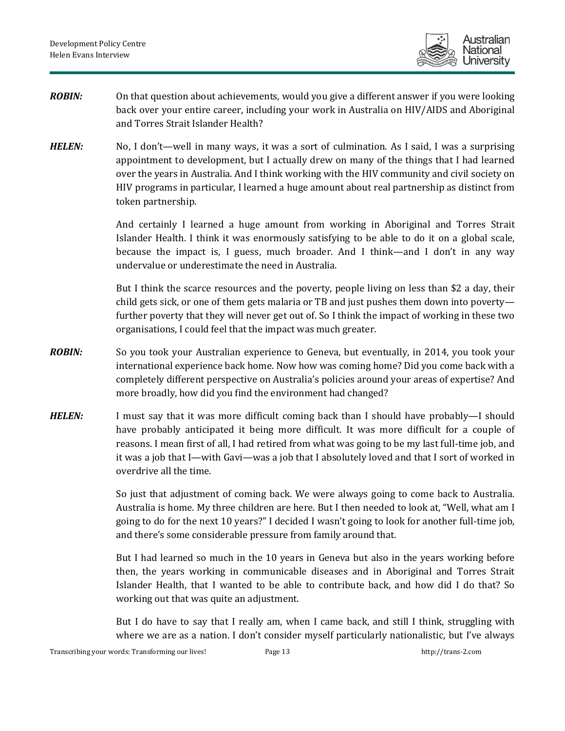***ROBIN:*** On that question about achievements, would you give a different answer if you were looking back over your entire career, including your work in Australia on HIV/AIDS and Aboriginal and Torres Strait Islander Health?

***HELEN:*** No, I don't—well in many ways, it was a sort of culmination. As I said, I was a surprising appointment to development, but I actually drew on many of the things that I had learned over the years in Australia. And I think working with the HIV community and civil society on HIV programs in particular, I learned a huge amount about real partnership as distinct from token partnership.

And certainly I learned a huge amount from working in Aboriginal and Torres Strait Islander Health. I think it was enormously satisfying to be able to do it on a global scale, because the impact is, I guess, much broader. And I think—and I don't in any way undervalue or underestimate the need in Australia.

But I think the scarce resources and the poverty, people living on less than $2 a day, their child gets sick, or one of them gets malaria or TB and just pushes them down into poverty—further poverty that they will never get out of. So I think the impact of working in these two organisations, I could feel that the impact was much greater.

***ROBIN:*** So you took your Australian experience to Geneva, but eventually, in 2014, you took your international experience back home. Now how was coming home? Did you come back with a completely different perspective on Australia's policies around your areas of expertise? And more broadly, how did you find the environment had changed?

***HELEN:*** I must say that it was more difficult coming back than I should have probably—I should have probably anticipated it being more difficult. It was more difficult for a couple of reasons. I mean first of all, I had retired from what was going to be my last full-time job, and it was a job that I—with Gavi—was a job that I absolutely loved and that I sort of worked in overdrive all the time.

So just that adjustment of coming back. We were always going to come back to Australia. Australia is home. My three children are here. But I then needed to look at, "Well, what am I going to do for the next 10 years?" I decided I wasn't going to look for another full-time job, and there's some considerable pressure from family around that.

But I had learned so much in the 10 years in Geneva but also in the years working before then, the years working in communicable diseases and in Aboriginal and Torres Strait Islander Health, that I wanted to be able to contribute back, and how did I do that? So working out that was quite an adjustment.

But I do have to say that I really am, when I came back, and still I think, struggling with where we are as a nation. I don't consider myself particularly nationalistic, but I've always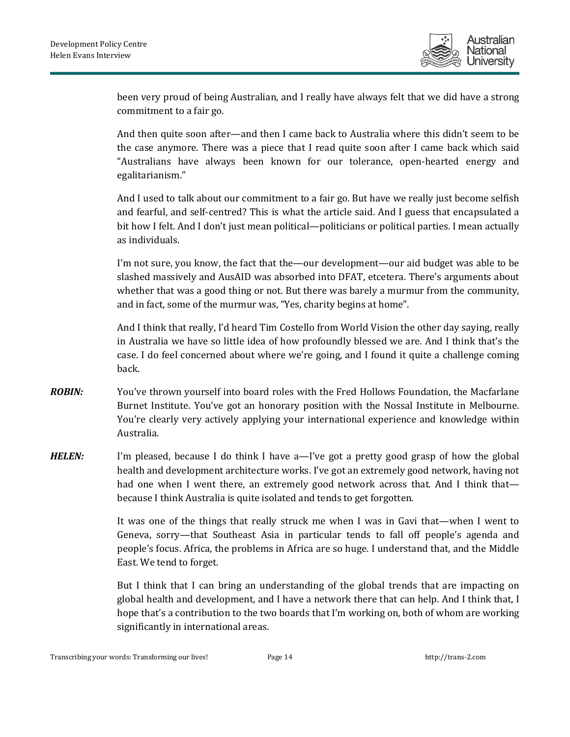been very proud of being Australian, and I really have always felt that we did have a strong commitment to a fair go.

And then quite soon after—and then I came back to Australia where this didn't seem to be the case anymore. There was a piece that I read quite soon after I came back which said "Australians have always been known for our tolerance, open-hearted energy and egalitarianism."

And I used to talk about our commitment to a fair go. But have we really just become selfish and fearful, and self-centred? This is what the article said. And I guess that encapsulated a bit how I felt. And I don't just mean political—politicians or political parties. I mean actually as individuals.

I'm not sure, you know, the fact that the—our development—our aid budget was able to be slashed massively and AusAID was absorbed into DFAT, etcetera. There's arguments about whether that was a good thing or not. But there was barely a murmur from the community, and in fact, some of the murmur was, "Yes, charity begins at home".

And I think that really, I'd heard Tim Costello from World Vision the other day saying, really in Australia we have so little idea of how profoundly blessed we are. And I think that's the case. I do feel concerned about where we're going, and I found it quite a challenge coming back.

***ROBIN:*** You've thrown yourself into board roles with the Fred Hollows Foundation, the Macfarlane Burnet Institute. You've got an honorary position with the Nossal Institute in Melbourne. You're clearly very actively applying your international experience and knowledge within Australia.

***HELEN:*** I'm pleased, because I do think I have a—I've got a pretty good grasp of how the global health and development architecture works. I've got an extremely good network, having not had one when I went there, an extremely good network across that. And I think that—because I think Australia is quite isolated and tends to get forgotten.

It was one of the things that really struck me when I was in Gavi that—when I went to Geneva, sorry—that Southeast Asia in particular tends to fall off people's agenda and people's focus. Africa, the problems in Africa are so huge. I understand that, and the Middle East. We tend to forget.

But I think that I can bring an understanding of the global trends that are impacting on global health and development, and I have a network there that can help. And I think that, I hope that's a contribution to the two boards that I'm working on, both of whom are working significantly in international areas.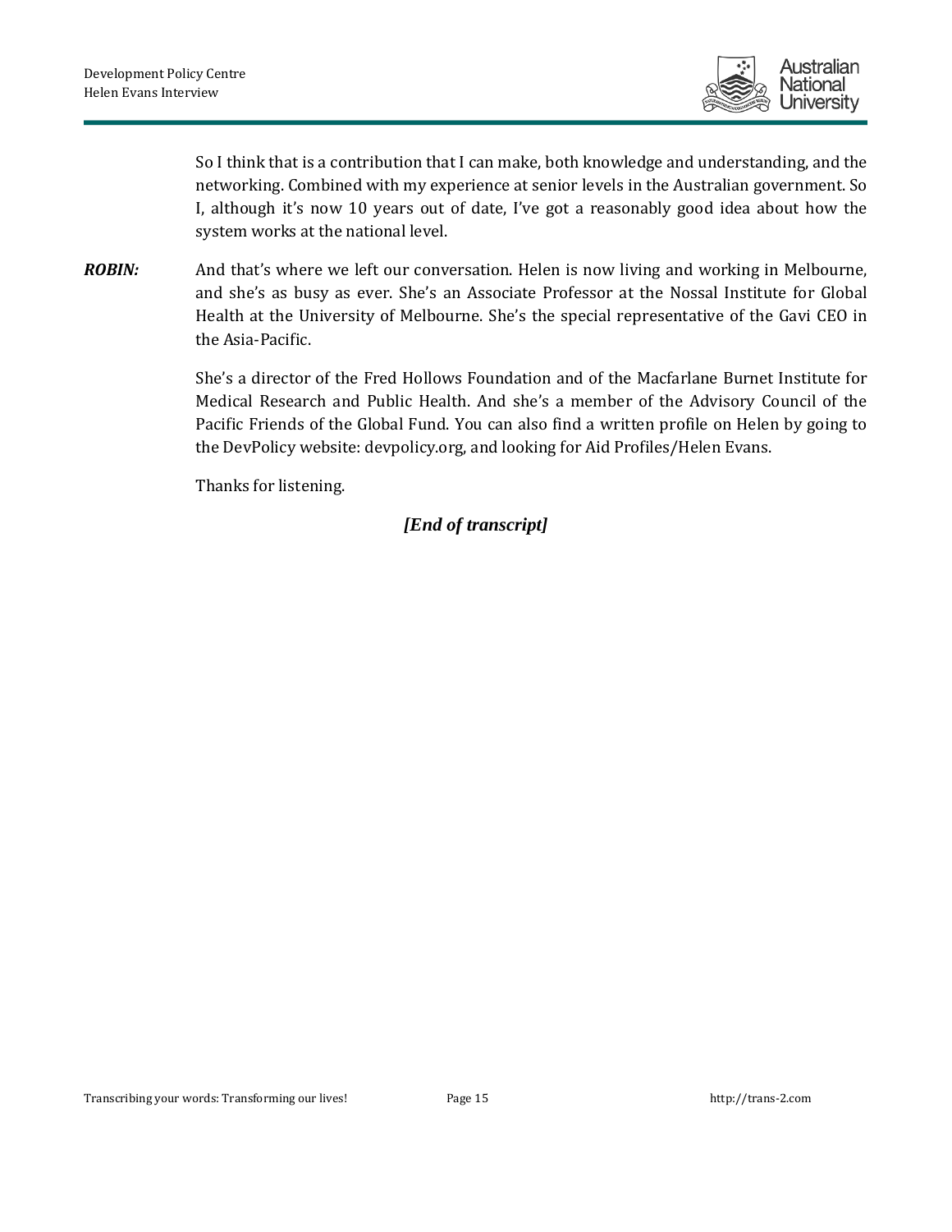So I think that is a contribution that I can make, both knowledge and understanding, and the networking. Combined with my experience at senior levels in the Australian government. So I, although it's now 10 years out of date, I've got a reasonably good idea about how the system works at the national level.

***ROBIN:*** And that's where we left our conversation. Helen is now living and working in Melbourne, and she's as busy as ever. She's an Associate Professor at the Nossal Institute for Global Health at the University of Melbourne. She's the special representative of the Gavi CEO in the Asia-Pacific.

She's a director of the Fred Hollows Foundation and of the Macfarlane Burnet Institute for Medical Research and Public Health. And she's a member of the Advisory Council of the Pacific Friends of the Global Fund. You can also find a written profile on Helen by going to the DevPolicy website: devpolicy.org, and looking for Aid Profiles/Helen Evans.

Thanks for listening.

***[End of transcript]***